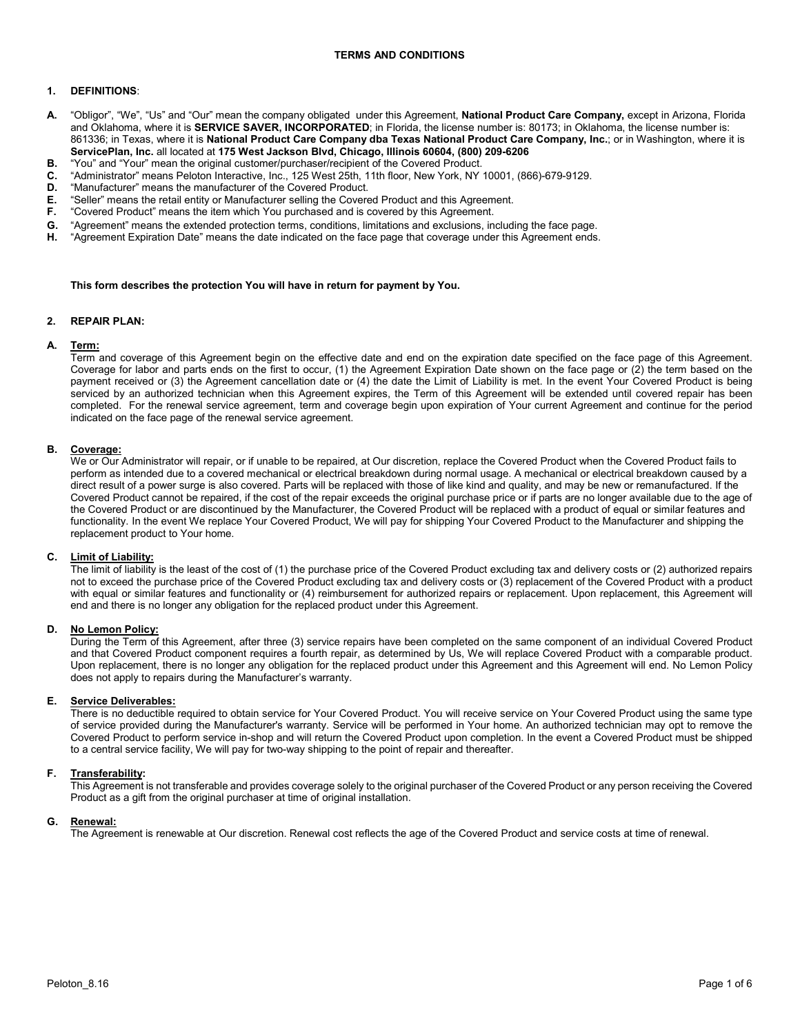# TERMS AND CONDITIONS

## 1. DEFINITIONS:

**A.** “Obligor”, “We”, “Us” and “Our” mean the company obligated under this Agreement, **National Product Care Company,** except in Arizona, Florida and Oklahoma, where it is **SERVICE SAVER, INCORPORATED**; in Florida, the license number is: 80173; in Oklahoma, the license number is: 861336; in Texas, where it is **National Product Care Company dba Texas National Product Care Company, Inc.**; or in Washington, where it is **ServicePlan, Inc.** all located at **175 West Jackson Blvd, Chicago, Illinois 60604, (800) 209-6206**

**B.** “You” and “Your” mean the original customer/purchaser/recipient of the Covered Product.

**C.** “Administrator” means Peloton Interactive, Inc., 125 West 25th, 11th floor, New York, NY 10001, (866)-679-9129.

**D.** “Manufacturer” means the manufacturer of the Covered Product.

**E.** “Seller” means the retail entity or Manufacturer selling the Covered Product and this Agreement.

**F.** “Covered Product” means the item which You purchased and is covered by this Agreement.

**G.** “Agreement” means the extended protection terms, conditions, limitations and exclusions, including the face page.

**H.** “Agreement Expiration Date” means the date indicated on the face page that coverage under this Agreement ends.

**This form describes the protection You will have in return for payment by You.**

## 2. REPAIR PLAN:

**A. Term:**
Term and coverage of this Agreement begin on the effective date and end on the expiration date specified on the face page of this Agreement. Coverage for labor and parts ends on the first to occur, (1) the Agreement Expiration Date shown on the face page or (2) the term based on the payment received or (3) the Agreement cancellation date or (4) the date the Limit of Liability is met. In the event Your Covered Product is being serviced by an authorized technician when this Agreement expires, the Term of this Agreement will be extended until covered repair has been completed. For the renewal service agreement, term and coverage begin upon expiration of Your current Agreement and continue for the period indicated on the face page of the renewal service agreement.

**B. Coverage:**
We or Our Administrator will repair, or if unable to be repaired, at Our discretion, replace the Covered Product when the Covered Product fails to perform as intended due to a covered mechanical or electrical breakdown during normal usage. A mechanical or electrical breakdown caused by a direct result of a power surge is also covered. Parts will be replaced with those of like kind and quality, and may be new or remanufactured. If the Covered Product cannot be repaired, if the cost of the repair exceeds the original purchase price or if parts are no longer available due to the age of the Covered Product or are discontinued by the Manufacturer, the Covered Product will be replaced with a product of equal or similar features and functionality. In the event We replace Your Covered Product, We will pay for shipping Your Covered Product to the Manufacturer and shipping the replacement product to Your home.

**C. Limit of Liability:**
The limit of liability is the least of the cost of (1) the purchase price of the Covered Product excluding tax and delivery costs or (2) authorized repairs not to exceed the purchase price of the Covered Product excluding tax and delivery costs or (3) replacement of the Covered Product with a product with equal or similar features and functionality or (4) reimbursement for authorized repairs or replacement. Upon replacement, this Agreement will end and there is no longer any obligation for the replaced product under this Agreement.

**D. No Lemon Policy:**
During the Term of this Agreement, after three (3) service repairs have been completed on the same component of an individual Covered Product and that Covered Product component requires a fourth repair, as determined by Us, We will replace Covered Product with a comparable product. Upon replacement, there is no longer any obligation for the replaced product under this Agreement and this Agreement will end. No Lemon Policy does not apply to repairs during the Manufacturer’s warranty.

**E. Service Deliverables:**
There is no deductible required to obtain service for Your Covered Product. You will receive service on Your Covered Product using the same type of service provided during the Manufacturer's warranty. Service will be performed in Your home. An authorized technician may opt to remove the Covered Product to perform service in-shop and will return the Covered Product upon completion. In the event a Covered Product must be shipped to a central service facility, We will pay for two-way shipping to the point of repair and thereafter.

**F. Transferability:**
This Agreement is not transferable and provides coverage solely to the original purchaser of the Covered Product or any person receiving the Covered Product as a gift from the original purchaser at time of original installation.

**G. Renewal:**
The Agreement is renewable at Our discretion. Renewal cost reflects the age of the Covered Product and service costs at time of renewal.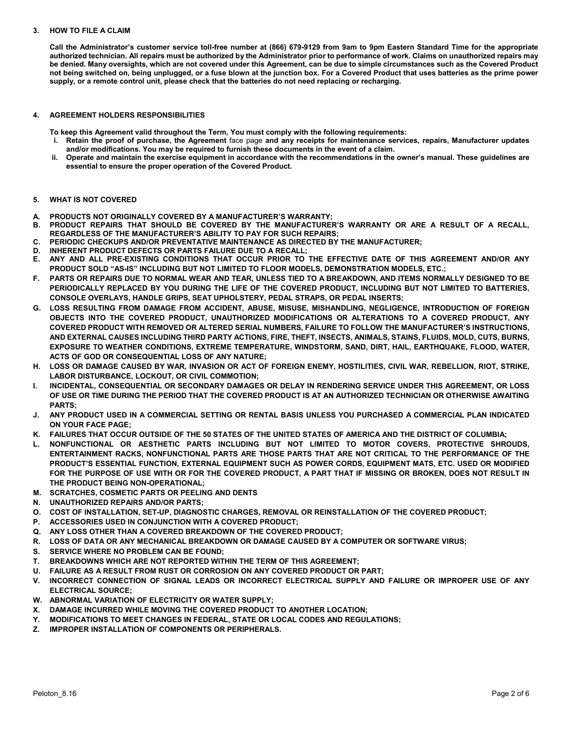## 3. HOW TO FILE A CLAIM

**Call the Administrator's customer service toll-free number at (866) 679-9129 from 9am to 9pm Eastern Standard Time for the appropriate authorized technician. All repairs must be authorized by the Administrator prior to performance of work. Claims on unauthorized repairs may be denied. Many oversights, which are not covered under this Agreement, can be due to simple circumstances such as the Covered Product not being switched on, being unplugged, or a fuse blown at the junction box. For a Covered Product that uses batteries as the prime power supply, or a remote control unit, please check that the batteries do not need replacing or recharging.**

## 4. AGREEMENT HOLDERS RESPONSIBILITIES

**To keep this Agreement valid throughout the Term, You must comply with the following requirements:**

- i. **Retain the proof of purchase, the Agreement** face page **and any receipts for maintenance services, repairs, Manufacturer updates and/or modifications. You may be required to furnish these documents in the event of a claim.**
- ii. **Operate and maintain the exercise equipment in accordance with the recommendations in the owner's manual. These guidelines are essential to ensure the proper operation of the Covered Product.**

## 5. WHAT IS NOT COVERED

**A. PRODUCTS NOT ORIGINALLY COVERED BY A MANUFACTURER'S WARRANTY;**

**B. PRODUCT REPAIRS THAT SHOULD BE COVERED BY THE MANUFACTURER'S WARRANTY OR ARE A RESULT OF A RECALL, REGARDLESS OF THE MANUFACTURER'S ABILITY TO PAY FOR SUCH REPAIRS;**

**C. PERIODIC CHECKUPS AND/OR PREVENTATIVE MAINTENANCE AS DIRECTED BY THE MANUFACTURER;**

**D. INHERENT PRODUCT DEFECTS OR PARTS FAILURE DUE TO A RECALL;**

**E. ANY AND ALL PRE-EXISTING CONDITIONS THAT OCCUR PRIOR TO THE EFFECTIVE DATE OF THIS AGREEMENT AND/OR ANY PRODUCT SOLD "AS-IS" INCLUDING BUT NOT LIMITED TO FLOOR MODELS, DEMONSTRATION MODELS, ETC.;**

**F. PARTS OR REPAIRS DUE TO NORMAL WEAR AND TEAR, UNLESS TIED TO A BREAKDOWN, AND ITEMS NORMALLY DESIGNED TO BE PERIODICALLY REPLACED BY YOU DURING THE LIFE OF THE COVERED PRODUCT, INCLUDING BUT NOT LIMITED TO BATTERIES, CONSOLE OVERLAYS, HANDLE GRIPS, SEAT UPHOLSTERY, PEDAL STRAPS, OR PEDAL INSERTS;**

**G. LOSS RESULTING FROM DAMAGE FROM ACCIDENT, ABUSE, MISUSE, MISHANDLING, NEGLIGENCE, INTRODUCTION OF FOREIGN OBJECTS INTO THE COVERED PRODUCT, UNAUTHORIZED MODIFICATIONS OR ALTERATIONS TO A COVERED PRODUCT, ANY COVERED PRODUCT WITH REMOVED OR ALTERED SERIAL NUMBERS, FAILURE TO FOLLOW THE MANUFACTURER'S INSTRUCTIONS, AND EXTERNAL CAUSES INCLUDING THIRD PARTY ACTIONS, FIRE, THEFT, INSECTS, ANIMALS, STAINS, FLUIDS, MOLD, CUTS, BURNS, EXPOSURE TO WEATHER CONDITIONS, EXTREME TEMPERATURE, WINDSTORM, SAND, DIRT, HAIL, EARTHQUAKE, FLOOD, WATER, ACTS OF GOD OR CONSEQUENTIAL LOSS OF ANY NATURE;**

**H. LOSS OR DAMAGE CAUSED BY WAR, INVASION OR ACT OF FOREIGN ENEMY, HOSTILITIES, CIVIL WAR, REBELLION, RIOT, STRIKE, LABOR DISTURBANCE, LOCKOUT, OR CIVIL COMMOTION;**

**I. INCIDENTAL, CONSEQUENTIAL OR SECONDARY DAMAGES OR DELAY IN RENDERING SERVICE UNDER THIS AGREEMENT, OR LOSS OF USE OR TIME DURING THE PERIOD THAT THE COVERED PRODUCT IS AT AN AUTHORIZED TECHNICIAN OR OTHERWISE AWAITING PARTS;**

**J. ANY PRODUCT USED IN A COMMERCIAL SETTING OR RENTAL BASIS UNLESS YOU PURCHASED A COMMERCIAL PLAN INDICATED ON YOUR FACE PAGE;**

**K. FAILURES THAT OCCUR OUTSIDE OF THE 50 STATES OF THE UNITED STATES OF AMERICA AND THE DISTRICT OF COLUMBIA;**

**L. NONFUNCTIONAL OR AESTHETIC PARTS INCLUDING BUT NOT LIMITED TO MOTOR COVERS, PROTECTIVE SHROUDS, ENTERTAINMENT RACKS, NONFUNCTIONAL PARTS ARE THOSE PARTS THAT ARE NOT CRITICAL TO THE PERFORMANCE OF THE PRODUCT'S ESSENTIAL FUNCTION, EXTERNAL EQUIPMENT SUCH AS POWER CORDS, EQUIPMENT MATS, ETC. USED OR MODIFIED FOR THE PURPOSE OF USE WITH OR FOR THE COVERED PRODUCT, A PART THAT IF MISSING OR BROKEN, DOES NOT RESULT IN THE PRODUCT BEING NON-OPERATIONAL;**

**M. SCRATCHES, COSMETIC PARTS OR PEELING AND DENTS**

**N. UNAUTHORIZED REPAIRS AND/OR PARTS;**

**O. COST OF INSTALLATION, SET-UP, DIAGNOSTIC CHARGES, REMOVAL OR REINSTALLATION OF THE COVERED PRODUCT;**

**P. ACCESSORIES USED IN CONJUNCTION WITH A COVERED PRODUCT;**

**Q. ANY LOSS OTHER THAN A COVERED BREAKDOWN OF THE COVERED PRODUCT;**

**R. LOSS OF DATA OR ANY MECHANICAL BREAKDOWN OR DAMAGE CAUSED BY A COMPUTER OR SOFTWARE VIRUS;**

**S. SERVICE WHERE NO PROBLEM CAN BE FOUND;**

**T. BREAKDOWNS WHICH ARE NOT REPORTED WITHIN THE TERM OF THIS AGREEMENT;**

**U. FAILURE AS A RESULT FROM RUST OR CORROSION ON ANY COVERED PRODUCT OR PART;**

**V. INCORRECT CONNECTION OF SIGNAL LEADS OR INCORRECT ELECTRICAL SUPPLY AND FAILURE OR IMPROPER USE OF ANY ELECTRICAL SOURCE;**

**W. ABNORMAL VARIATION OF ELECTRICITY OR WATER SUPPLY;**

**X. DAMAGE INCURRED WHILE MOVING THE COVERED PRODUCT TO ANOTHER LOCATION;**

**Y. MODIFICATIONS TO MEET CHANGES IN FEDERAL, STATE OR LOCAL CODES AND REGULATIONS;**

**Z. IMPROPER INSTALLATION OF COMPONENTS OR PERIPHERALS.**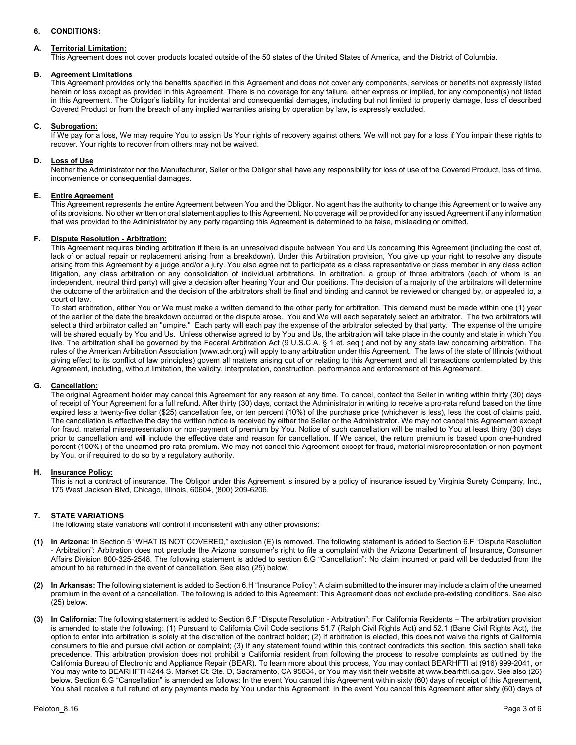## 6. CONDITIONS:

### A. Territorial Limitation:

This Agreement does not cover products located outside of the 50 states of the United States of America, and the District of Columbia.

### B. Agreement Limitations

This Agreement provides only the benefits specified in this Agreement and does not cover any components, services or benefits not expressly listed herein or loss except as provided in this Agreement. There is no coverage for any failure, either express or implied, for any component(s) not listed in this Agreement. The Obligor's liability for incidental and consequential damages, including but not limited to property damage, loss of described Covered Product or from the breach of any implied warranties arising by operation by law, is expressly excluded.

### C. Subrogation:

If We pay for a loss, We may require You to assign Us Your rights of recovery against others. We will not pay for a loss if You impair these rights to recover. Your rights to recover from others may not be waived.

### D. Loss of Use

Neither the Administrator nor the Manufacturer, Seller or the Obligor shall have any responsibility for loss of use of the Covered Product, loss of time, inconvenience or consequential damages.

### E. Entire Agreement

This Agreement represents the entire Agreement between You and the Obligor. No agent has the authority to change this Agreement or to waive any of its provisions. No other written or oral statement applies to this Agreement. No coverage will be provided for any issued Agreement if any information that was provided to the Administrator by any party regarding this Agreement is determined to be false, misleading or omitted.

### F. Dispute Resolution - Arbitration:

This Agreement requires binding arbitration if there is an unresolved dispute between You and Us concerning this Agreement (including the cost of, lack of or actual repair or replacement arising from a breakdown). Under this Arbitration provision, You give up your right to resolve any dispute arising from this Agreement by a judge and/or a jury. You also agree not to participate as a class representative or class member in any class action litigation, any class arbitration or any consolidation of individual arbitrations. In arbitration, a group of three arbitrators (each of whom is an independent, neutral third party) will give a decision after hearing Your and Our positions. The decision of a majority of the arbitrators will determine the outcome of the arbitration and the decision of the arbitrators shall be final and binding and cannot be reviewed or changed by, or appealed to, a court of law.

To start arbitration, either You or We must make a written demand to the other party for arbitration. This demand must be made within one (1) year of the earlier of the date the breakdown occurred or the dispute arose. You and We will each separately select an arbitrator. The two arbitrators will select a third arbitrator called an "umpire." Each party will each pay the expense of the arbitrator selected by that party. The expense of the umpire will be shared equally by You and Us. Unless otherwise agreed to by You and Us, the arbitration will take place in the county and state in which You live. The arbitration shall be governed by the Federal Arbitration Act (9 U.S.C.A. § 1 et. seq.) and not by any state law concerning arbitration. The rules of the American Arbitration Association (www.adr.org) will apply to any arbitration under this Agreement. The laws of the state of Illinois (without giving effect to its conflict of law principles) govern all matters arising out of or relating to this Agreement and all transactions contemplated by this Agreement, including, without limitation, the validity, interpretation, construction, performance and enforcement of this Agreement.

### G. Cancellation:

The original Agreement holder may cancel this Agreement for any reason at any time. To cancel, contact the Seller in writing within thirty (30) days of receipt of Your Agreement for a full refund. After thirty (30) days, contact the Administrator in writing to receive a pro-rata refund based on the time expired less a twenty-five dollar ($25) cancellation fee, or ten percent (10%) of the purchase price (whichever is less), less the cost of claims paid. The cancellation is effective the day the written notice is received by either the Seller or the Administrator. We may not cancel this Agreement except for fraud, material misrepresentation or non-payment of premium by You. Notice of such cancellation will be mailed to You at least thirty (30) days prior to cancellation and will include the effective date and reason for cancellation. If We cancel, the return premium is based upon one-hundred percent (100%) of the unearned pro-rata premium. We may not cancel this Agreement except for fraud, material misrepresentation or non-payment by You, or if required to do so by a regulatory authority.

### H. Insurance Policy:

This is not a contract of insurance. The Obligor under this Agreement is insured by a policy of insurance issued by Virginia Surety Company, Inc., 175 West Jackson Blvd, Chicago, Illinois, 60604, (800) 209-6206.

## 7. STATE VARIATIONS

The following state variations will control if inconsistent with any other provisions:

**(1) In Arizona:** In Section 5 "WHAT IS NOT COVERED," exclusion (E) is removed. The following statement is added to Section 6.F "Dispute Resolution - Arbitration": Arbitration does not preclude the Arizona consumer's right to file a complaint with the Arizona Department of Insurance, Consumer Affairs Division 800-325-2548. The following statement is added to section 6.G "Cancellation": No claim incurred or paid will be deducted from the amount to be returned in the event of cancellation. See also (25) below.

**(2) In Arkansas:** The following statement is added to Section 6.H "Insurance Policy": A claim submitted to the insurer may include a claim of the unearned premium in the event of a cancellation. The following is added to this Agreement: This Agreement does not exclude pre-existing conditions. See also (25) below.

**(3) In California:** The following statement is added to Section 6.F "Dispute Resolution - Arbitration": For California Residents – The arbitration provision is amended to state the following: (1) Pursuant to California Civil Code sections 51.7 (Ralph Civil Rights Act) and 52.1 (Bane Civil Rights Act), the option to enter into arbitration is solely at the discretion of the contract holder; (2) If arbitration is elected, this does not waive the rights of California consumers to file and pursue civil action or complaint; (3) If any statement found within this contract contradicts this section, this section shall take precedence. This arbitration provision does not prohibit a California resident from following the process to resolve complaints as outlined by the California Bureau of Electronic and Appliance Repair (BEAR). To learn more about this process, You may contact BEARHFTI at (916) 999-2041, or You may write to BEARHFTI 4244 S. Market Ct. Ste. D, Sacramento, CA 95834, or You may visit their website at www.bearhtfi.ca.gov. See also (26) below. Section 6.G "Cancellation" is amended as follows: In the event You cancel this Agreement within sixty (60) days of receipt of this Agreement, You shall receive a full refund of any payments made by You under this Agreement. In the event You cancel this Agreement after sixty (60) days of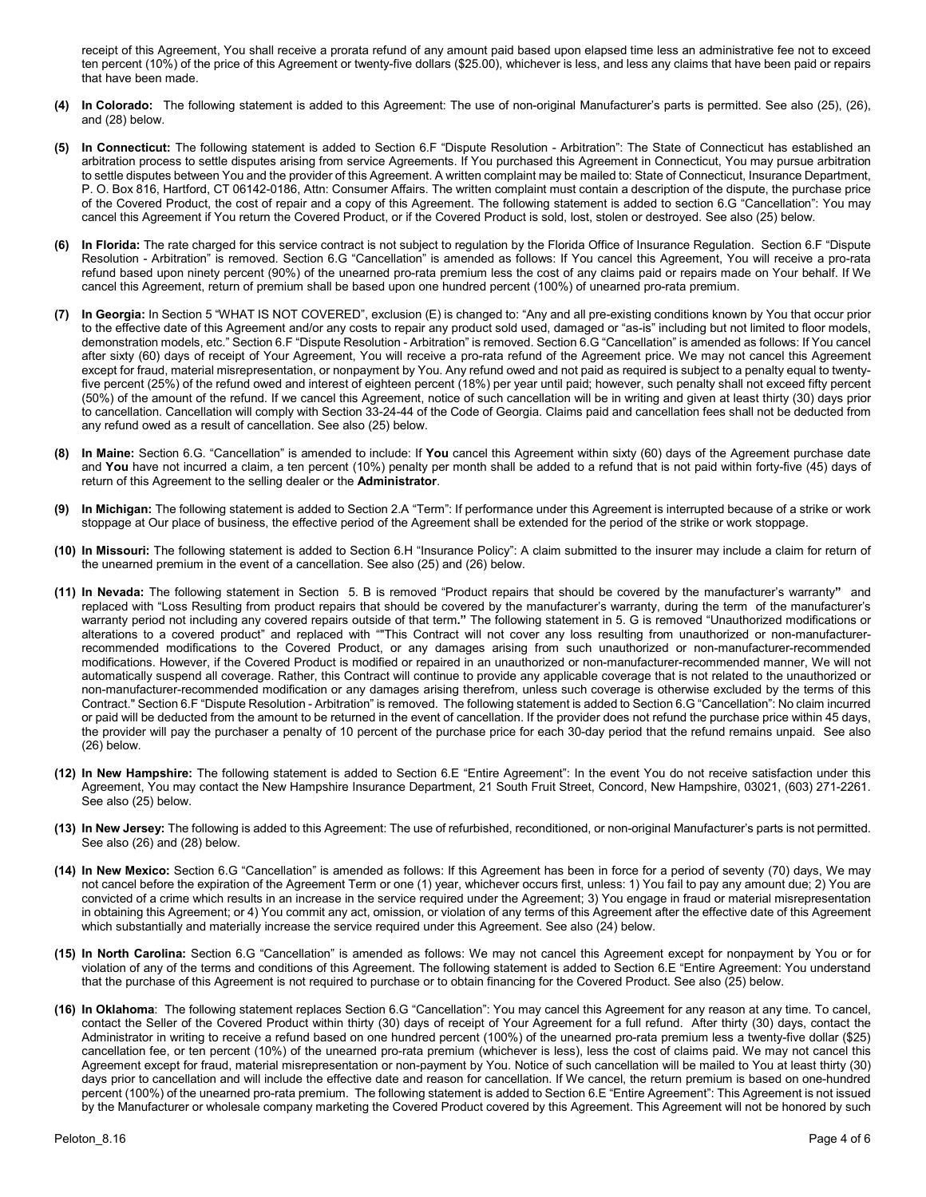receipt of this Agreement, You shall receive a prorata refund of any amount paid based upon elapsed time less an administrative fee not to exceed ten percent (10%) of the price of this Agreement or twenty-five dollars ($25.00), whichever is less, and less any claims that have been paid or repairs that have been made.

**(4) In Colorado:** The following statement is added to this Agreement: The use of non-original Manufacturer's parts is permitted. See also (25), (26), and (28) below.

**(5) In Connecticut:** The following statement is added to Section 6.F "Dispute Resolution - Arbitration": The State of Connecticut has established an arbitration process to settle disputes arising from service Agreements. If You purchased this Agreement in Connecticut, You may pursue arbitration to settle disputes between You and the provider of this Agreement. A written complaint may be mailed to: State of Connecticut, Insurance Department, P. O. Box 816, Hartford, CT 06142-0186, Attn: Consumer Affairs. The written complaint must contain a description of the dispute, the purchase price of the Covered Product, the cost of repair and a copy of this Agreement. The following statement is added to section 6.G "Cancellation": You may cancel this Agreement if You return the Covered Product, or if the Covered Product is sold, lost, stolen or destroyed. See also (25) below.

**(6) In Florida:** The rate charged for this service contract is not subject to regulation by the Florida Office of Insurance Regulation. Section 6.F "Dispute Resolution - Arbitration" is removed. Section 6.G "Cancellation" is amended as follows: If You cancel this Agreement, You will receive a pro-rata refund based upon ninety percent (90%) of the unearned pro-rata premium less the cost of any claims paid or repairs made on Your behalf. If We cancel this Agreement, return of premium shall be based upon one hundred percent (100%) of unearned pro-rata premium.

**(7) In Georgia:** In Section 5 "WHAT IS NOT COVERED", exclusion (E) is changed to: "Any and all pre-existing conditions known by You that occur prior to the effective date of this Agreement and/or any costs to repair any product sold used, damaged or "as-is" including but not limited to floor models, demonstration models, etc." Section 6.F "Dispute Resolution - Arbitration" is removed. Section 6.G "Cancellation" is amended as follows: If You cancel after sixty (60) days of receipt of Your Agreement, You will receive a pro-rata refund of the Agreement price. We may not cancel this Agreement except for fraud, material misrepresentation, or nonpayment by You. Any refund owed and not paid as required is subject to a penalty equal to twenty-five percent (25%) of the refund owed and interest of eighteen percent (18%) per year until paid; however, such penalty shall not exceed fifty percent (50%) of the amount of the refund. If we cancel this Agreement, notice of such cancellation will be in writing and given at least thirty (30) days prior to cancellation. Cancellation will comply with Section 33-24-44 of the Code of Georgia. Claims paid and cancellation fees shall not be deducted from any refund owed as a result of cancellation. See also (25) below.

**(8) In Maine:** Section 6.G. "Cancellation" is amended to include: If **You** cancel this Agreement within sixty (60) days of the Agreement purchase date and **You** have not incurred a claim, a ten percent (10%) penalty per month shall be added to a refund that is not paid within forty-five (45) days of return of this Agreement to the selling dealer or the **Administrator**.

**(9) In Michigan:** The following statement is added to Section 2.A "Term": If performance under this Agreement is interrupted because of a strike or work stoppage at Our place of business, the effective period of the Agreement shall be extended for the period of the strike or work stoppage.

**(10) In Missouri:** The following statement is added to Section 6.H "Insurance Policy": A claim submitted to the insurer may include a claim for return of the unearned premium in the event of a cancellation. See also (25) and (26) below.

**(11) In Nevada:** The following statement in Section 5. B is removed "Product repairs that should be covered by the manufacturer's warranty**"** and replaced with "Loss Resulting from product repairs that should be covered by the manufacturer's warranty, during the term of the manufacturer's warranty period not including any covered repairs outside of that term**."** The following statement in 5. G is removed "Unauthorized modifications or alterations to a covered product" and replaced with ""This Contract will not cover any loss resulting from unauthorized or non-manufacturer-recommended modifications to the Covered Product, or any damages arising from such unauthorized or non-manufacturer-recommended modifications. However, if the Covered Product is modified or repaired in an unauthorized or non-manufacturer-recommended manner, We will not automatically suspend all coverage. Rather, this Contract will continue to provide any applicable coverage that is not related to the unauthorized or non-manufacturer-recommended modification or any damages arising therefrom, unless such coverage is otherwise excluded by the terms of this Contract." Section 6.F "Dispute Resolution - Arbitration" is removed. The following statement is added to Section 6.G "Cancellation": No claim incurred or paid will be deducted from the amount to be returned in the event of cancellation. If the provider does not refund the purchase price within 45 days, the provider will pay the purchaser a penalty of 10 percent of the purchase price for each 30-day period that the refund remains unpaid. See also (26) below.

**(12) In New Hampshire:** The following statement is added to Section 6.E "Entire Agreement": In the event You do not receive satisfaction under this Agreement, You may contact the New Hampshire Insurance Department, 21 South Fruit Street, Concord, New Hampshire, 03021, (603) 271-2261. See also (25) below.

**(13) In New Jersey:** The following is added to this Agreement: The use of refurbished, reconditioned, or non-original Manufacturer's parts is not permitted. See also (26) and (28) below.

**(14) In New Mexico:** Section 6.G "Cancellation" is amended as follows: If this Agreement has been in force for a period of seventy (70) days, We may not cancel before the expiration of the Agreement Term or one (1) year, whichever occurs first, unless: 1) You fail to pay any amount due; 2) You are convicted of a crime which results in an increase in the service required under the Agreement; 3) You engage in fraud or material misrepresentation in obtaining this Agreement; or 4) You commit any act, omission, or violation of any terms of this Agreement after the effective date of this Agreement which substantially and materially increase the service required under this Agreement. See also (24) below.

**(15) In North Carolina:** Section 6.G "Cancellation" is amended as follows: We may not cancel this Agreement except for nonpayment by You or for violation of any of the terms and conditions of this Agreement. The following statement is added to Section 6.E "Entire Agreement: You understand that the purchase of this Agreement is not required to purchase or to obtain financing for the Covered Product. See also (25) below.

**(16) In Oklahoma**: The following statement replaces Section 6.G "Cancellation": You may cancel this Agreement for any reason at any time. To cancel, contact the Seller of the Covered Product within thirty (30) days of receipt of Your Agreement for a full refund. After thirty (30) days, contact the Administrator in writing to receive a refund based on one hundred percent (100%) of the unearned pro-rata premium less a twenty-five dollar ($25) cancellation fee, or ten percent (10%) of the unearned pro-rata premium (whichever is less), less the cost of claims paid. We may not cancel this Agreement except for fraud, material misrepresentation or non-payment by You. Notice of such cancellation will be mailed to You at least thirty (30) days prior to cancellation and will include the effective date and reason for cancellation. If We cancel, the return premium is based on one-hundred percent (100%) of the unearned pro-rata premium. The following statement is added to Section 6.E "Entire Agreement": This Agreement is not issued by the Manufacturer or wholesale company marketing the Covered Product covered by this Agreement. This Agreement will not be honored by such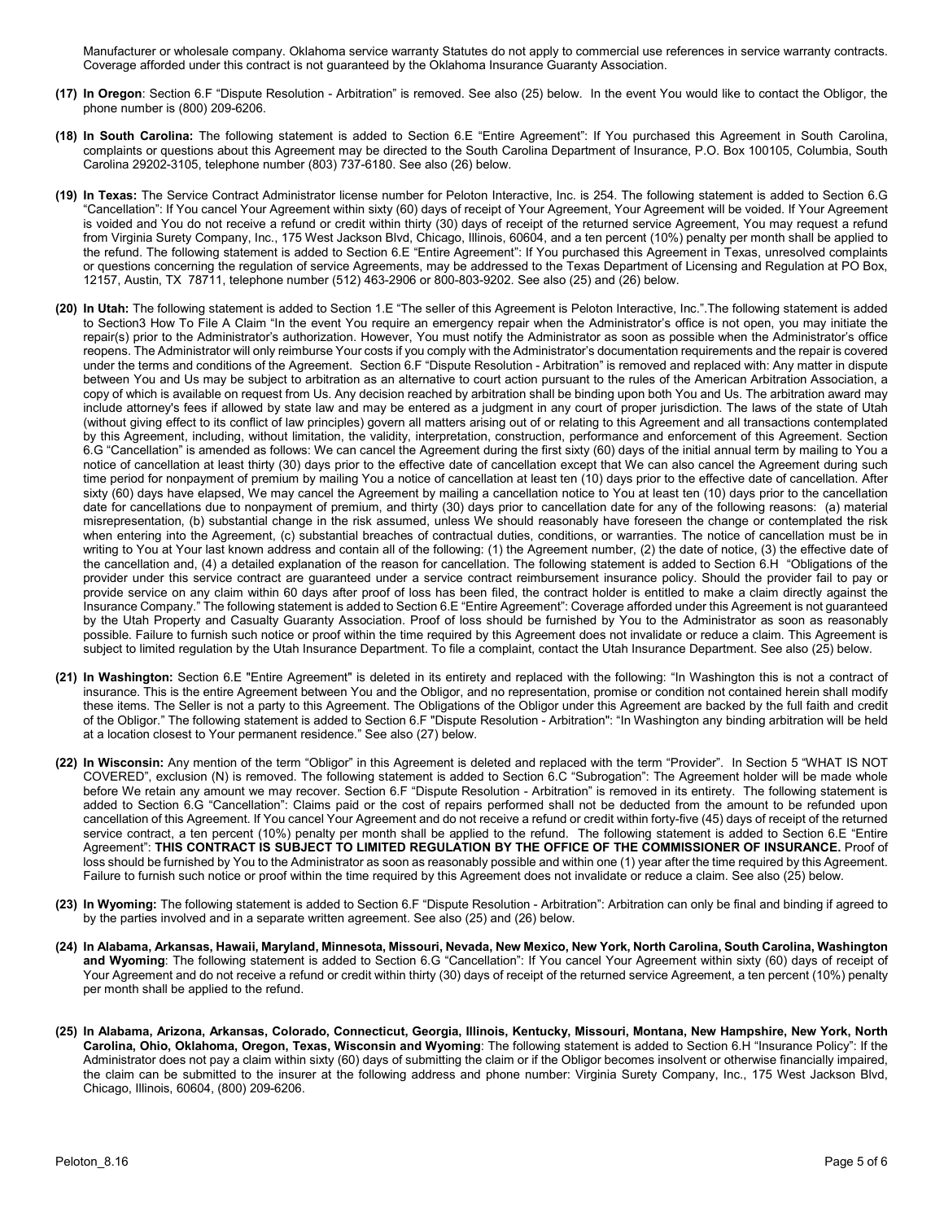Manufacturer or wholesale company. Oklahoma service warranty Statutes do not apply to commercial use references in service warranty contracts. Coverage afforded under this contract is not guaranteed by the Oklahoma Insurance Guaranty Association.

**(17) In Oregon**: Section 6.F "Dispute Resolution - Arbitration" is removed. See also (25) below. In the event You would like to contact the Obligor, the phone number is (800) 209-6206.

**(18) In South Carolina:** The following statement is added to Section 6.E "Entire Agreement": If You purchased this Agreement in South Carolina, complaints or questions about this Agreement may be directed to the South Carolina Department of Insurance, P.O. Box 100105, Columbia, South Carolina 29202-3105, telephone number (803) 737-6180. See also (26) below.

**(19) In Texas:** The Service Contract Administrator license number for Peloton Interactive, Inc. is 254. The following statement is added to Section 6.G "Cancellation": If You cancel Your Agreement within sixty (60) days of receipt of Your Agreement, Your Agreement will be voided. If Your Agreement is voided and You do not receive a refund or credit within thirty (30) days of receipt of the returned service Agreement, You may request a refund from Virginia Surety Company, Inc., 175 West Jackson Blvd, Chicago, Illinois, 60604, and a ten percent (10%) penalty per month shall be applied to the refund. The following statement is added to Section 6.E "Entire Agreement": If You purchased this Agreement in Texas, unresolved complaints or questions concerning the regulation of service Agreements, may be addressed to the Texas Department of Licensing and Regulation at PO Box, 12157, Austin, TX 78711, telephone number (512) 463-2906 or 800-803-9202. See also (25) and (26) below.

**(20) In Utah:** The following statement is added to Section 1.E "The seller of this Agreement is Peloton Interactive, Inc.".The following statement is added to Section3 How To File A Claim "In the event You require an emergency repair when the Administrator's office is not open, you may initiate the repair(s) prior to the Administrator's authorization. However, You must notify the Administrator as soon as possible when the Administrator's office reopens. The Administrator will only reimburse Your costs if you comply with the Administrator's documentation requirements and the repair is covered under the terms and conditions of the Agreement. Section 6.F "Dispute Resolution - Arbitration" is removed and replaced with: Any matter in dispute between You and Us may be subject to arbitration as an alternative to court action pursuant to the rules of the American Arbitration Association, a copy of which is available on request from Us. Any decision reached by arbitration shall be binding upon both You and Us. The arbitration award may include attorney's fees if allowed by state law and may be entered as a judgment in any court of proper jurisdiction. The laws of the state of Utah (without giving effect to its conflict of law principles) govern all matters arising out of or relating to this Agreement and all transactions contemplated by this Agreement, including, without limitation, the validity, interpretation, construction, performance and enforcement of this Agreement. Section 6.G "Cancellation" is amended as follows: We can cancel the Agreement during the first sixty (60) days of the initial annual term by mailing to You a notice of cancellation at least thirty (30) days prior to the effective date of cancellation except that We can also cancel the Agreement during such time period for nonpayment of premium by mailing You a notice of cancellation at least ten (10) days prior to the effective date of cancellation. After sixty (60) days have elapsed, We may cancel the Agreement by mailing a cancellation notice to You at least ten (10) days prior to the cancellation date for cancellations due to nonpayment of premium, and thirty (30) days prior to cancellation date for any of the following reasons: (a) material misrepresentation, (b) substantial change in the risk assumed, unless We should reasonably have foreseen the change or contemplated the risk when entering into the Agreement, (c) substantial breaches of contractual duties, conditions, or warranties. The notice of cancellation must be in writing to You at Your last known address and contain all of the following: (1) the Agreement number, (2) the date of notice, (3) the effective date of the cancellation and, (4) a detailed explanation of the reason for cancellation. The following statement is added to Section 6.H "Obligations of the provider under this service contract are guaranteed under a service contract reimbursement insurance policy. Should the provider fail to pay or provide service on any claim within 60 days after proof of loss has been filed, the contract holder is entitled to make a claim directly against the Insurance Company." The following statement is added to Section 6.E "Entire Agreement": Coverage afforded under this Agreement is not guaranteed by the Utah Property and Casualty Guaranty Association. Proof of loss should be furnished by You to the Administrator as soon as reasonably possible. Failure to furnish such notice or proof within the time required by this Agreement does not invalidate or reduce a claim. This Agreement is subject to limited regulation by the Utah Insurance Department. To file a complaint, contact the Utah Insurance Department. See also (25) below.

**(21) In Washington:** Section 6.E "Entire Agreement" is deleted in its entirety and replaced with the following: "In Washington this is not a contract of insurance. This is the entire Agreement between You and the Obligor, and no representation, promise or condition not contained herein shall modify these items. The Seller is not a party to this Agreement. The Obligations of the Obligor under this Agreement are backed by the full faith and credit of the Obligor." The following statement is added to Section 6.F "Dispute Resolution - Arbitration": "In Washington any binding arbitration will be held at a location closest to Your permanent residence." See also (27) below.

**(22) In Wisconsin:** Any mention of the term "Obligor" in this Agreement is deleted and replaced with the term "Provider". In Section 5 "WHAT IS NOT COVERED", exclusion (N) is removed. The following statement is added to Section 6.C "Subrogation": The Agreement holder will be made whole before We retain any amount we may recover. Section 6.F "Dispute Resolution - Arbitration" is removed in its entirety. The following statement is added to Section 6.G "Cancellation": Claims paid or the cost of repairs performed shall not be deducted from the amount to be refunded upon cancellation of this Agreement. If You cancel Your Agreement and do not receive a refund or credit within forty-five (45) days of receipt of the returned service contract, a ten percent (10%) penalty per month shall be applied to the refund. The following statement is added to Section 6.E "Entire Agreement": **THIS CONTRACT IS SUBJECT TO LIMITED REGULATION BY THE OFFICE OF THE COMMISSIONER OF INSURANCE.** Proof of loss should be furnished by You to the Administrator as soon as reasonably possible and within one (1) year after the time required by this Agreement. Failure to furnish such notice or proof within the time required by this Agreement does not invalidate or reduce a claim. See also (25) below.

**(23) In Wyoming:** The following statement is added to Section 6.F "Dispute Resolution - Arbitration": Arbitration can only be final and binding if agreed to by the parties involved and in a separate written agreement. See also (25) and (26) below.

**(24) In Alabama, Arkansas, Hawaii, Maryland, Minnesota, Missouri, Nevada, New Mexico, New York, North Carolina, South Carolina, Washington and Wyoming**: The following statement is added to Section 6.G "Cancellation": If You cancel Your Agreement within sixty (60) days of receipt of Your Agreement and do not receive a refund or credit within thirty (30) days of receipt of the returned service Agreement, a ten percent (10%) penalty per month shall be applied to the refund.

**(25) In Alabama, Arizona, Arkansas, Colorado, Connecticut, Georgia, Illinois, Kentucky, Missouri, Montana, New Hampshire, New York, North Carolina, Ohio, Oklahoma, Oregon, Texas, Wisconsin and Wyoming**: The following statement is added to Section 6.H "Insurance Policy": If the Administrator does not pay a claim within sixty (60) days of submitting the claim or if the Obligor becomes insolvent or otherwise financially impaired, the claim can be submitted to the insurer at the following address and phone number: Virginia Surety Company, Inc., 175 West Jackson Blvd, Chicago, Illinois, 60604, (800) 209-6206.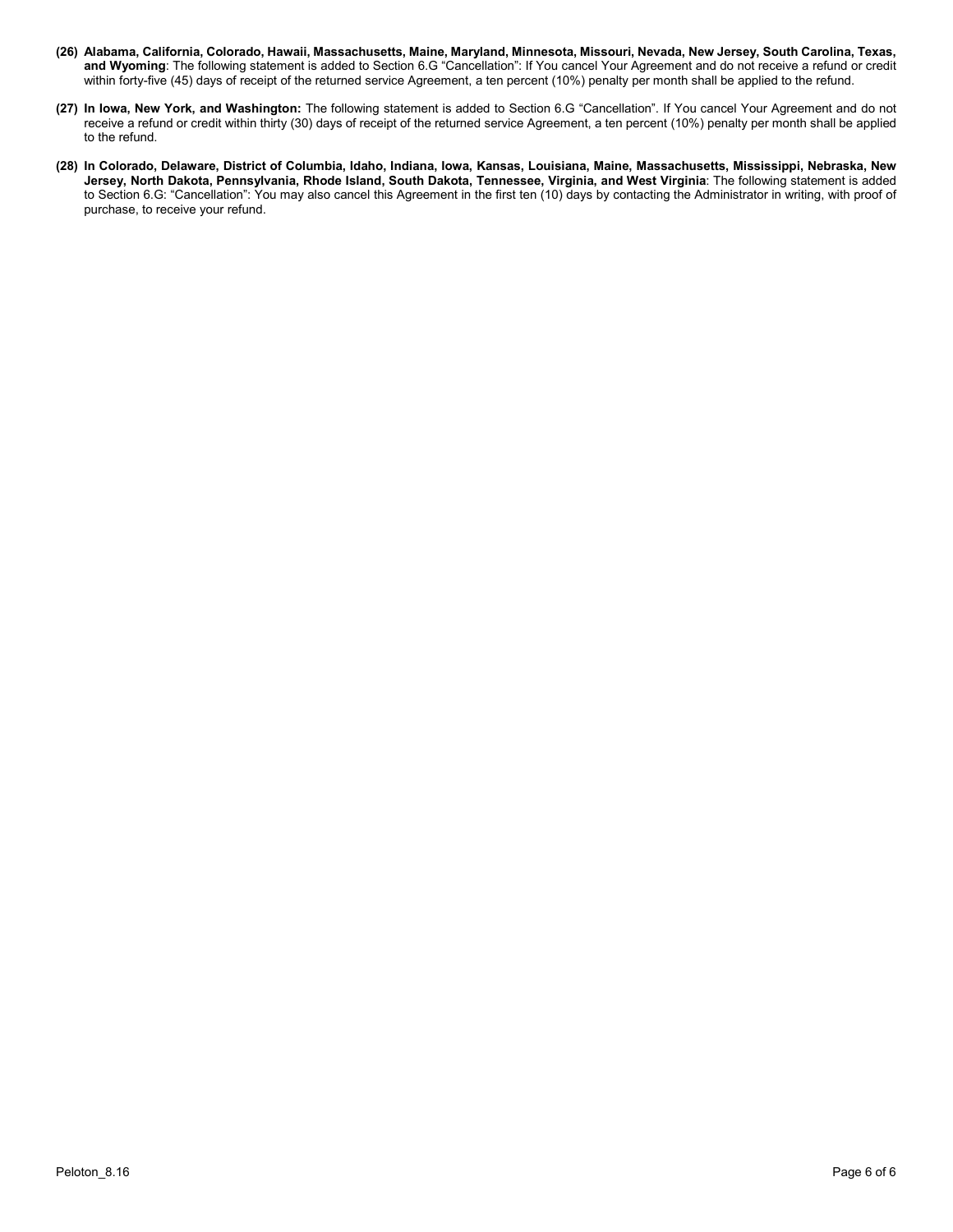**(26) Alabama, California, Colorado, Hawaii, Massachusetts, Maine, Maryland, Minnesota, Missouri, Nevada, New Jersey, South Carolina, Texas, and Wyoming**: The following statement is added to Section 6.G "Cancellation": If You cancel Your Agreement and do not receive a refund or credit within forty-five (45) days of receipt of the returned service Agreement, a ten percent (10%) penalty per month shall be applied to the refund.

**(27) In Iowa, New York, and Washington:** The following statement is added to Section 6.G "Cancellation". If You cancel Your Agreement and do not receive a refund or credit within thirty (30) days of receipt of the returned service Agreement, a ten percent (10%) penalty per month shall be applied to the refund.

**(28) In Colorado, Delaware, District of Columbia, Idaho, Indiana, Iowa, Kansas, Louisiana, Maine, Massachusetts, Mississippi, Nebraska, New Jersey, North Dakota, Pennsylvania, Rhode Island, South Dakota, Tennessee, Virginia, and West Virginia**: The following statement is added to Section 6.G: "Cancellation": You may also cancel this Agreement in the first ten (10) days by contacting the Administrator in writing, with proof of purchase, to receive your refund.

Peloton_8.16